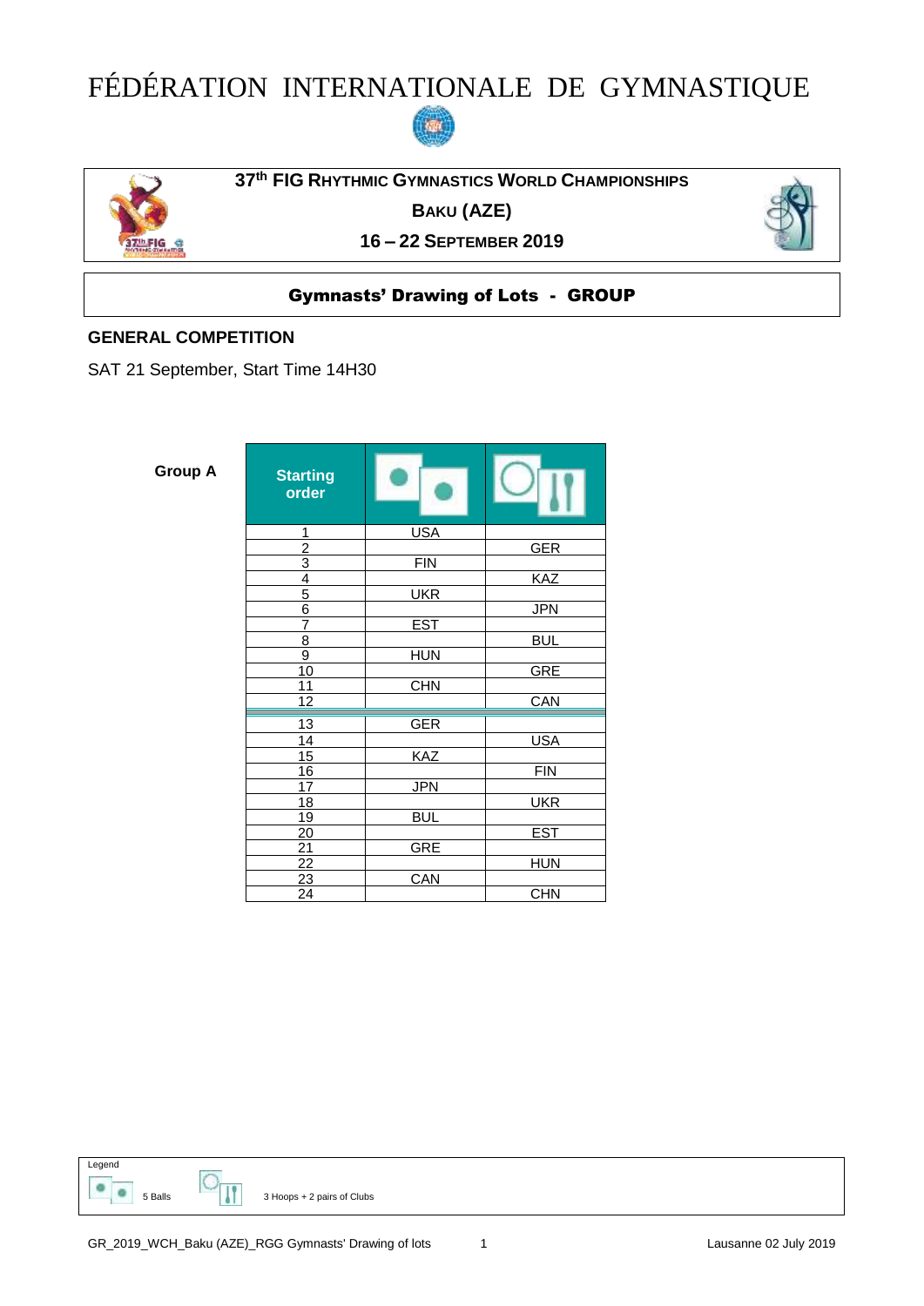# FÉDÉRATION INTERNATIONALE DE GYMNASTIQUE

**37th FIG RHYTHMIC GYMNASTICS WORLD CHAMPIONSHIPS**

**BAKU (AZE)**

**16 – 22 SEPTEMBER 2019**

## Gymnasts' Drawing of Lots - GROUP

### GENERAL COMPETITION

SAT 21 September, Start Time 14H30

**Group A**

| Starting order | 5 Balls | 3 Hoops + 2 pairs of Clubs |
|---|---|---|
| 1 | USA | |
| 2 | | GER |
| 3 | FIN | |
| 4 | | KAZ |
| 5 | UKR | |
| 6 | | JPN |
| 7 | EST | |
| 8 | | BUL |
| 9 | HUN | |
| 10 | | GRE |
| 11 | CHN | |
| 12 | | CAN |
| 13 | GER | |
| 14 | | USA |
| 15 | KAZ | |
| 16 | | FIN |
| 17 | JPN | |
| 18 | | UKR |
| 19 | BUL | |
| 20 | | EST |
| 21 | GRE | |
| 22 | | HUN |
| 23 | CAN | |
| 24 | | CHN |

Legend

5 Balls

3 Hoops + 2 pairs of Clubs

GR_2019_WCH_Baku (AZE)_RGG Gymnasts' Drawing of lots — Lausanne 02 July 2019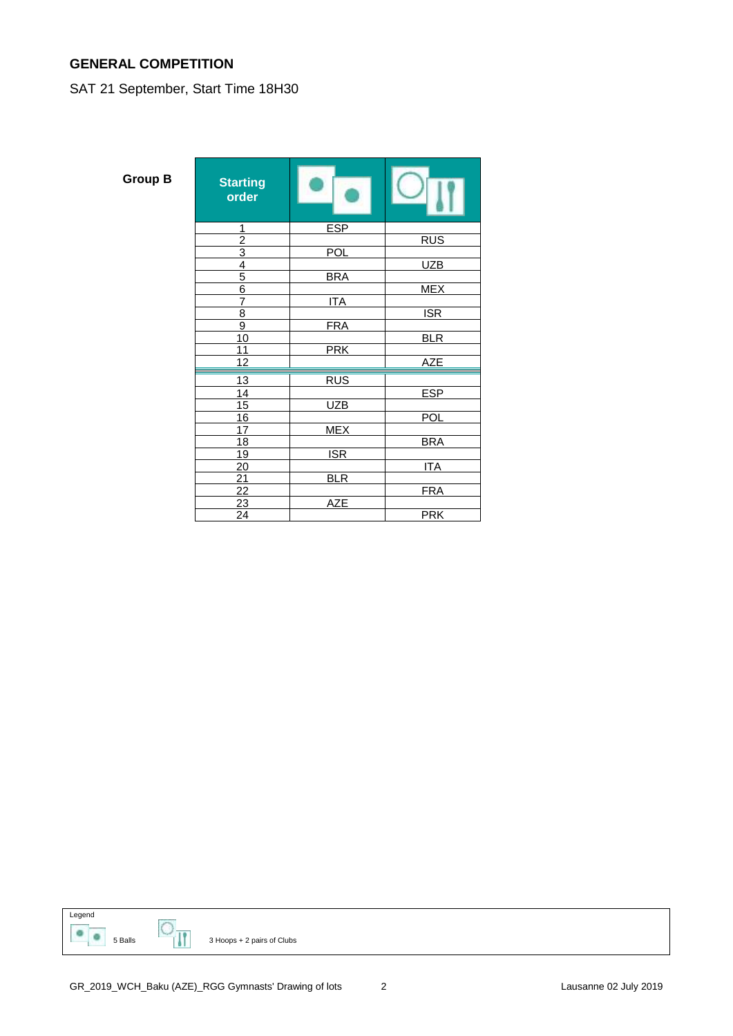**GENERAL COMPETITION**

SAT 21 September, Start Time 18H30

**Group B**

| Starting order | 5 Balls | 3 Hoops + 2 pairs of Clubs |
|---|---|---|
| 1 | ESP | |
| 2 | | RUS |
| 3 | POL | |
| 4 | | UZB |
| 5 | BRA | |
| 6 | | MEX |
| 7 | ITA | |
| 8 | | ISR |
| 9 | FRA | |
| 10 | | BLR |
| 11 | PRK | |
| 12 | | AZE |
| 13 | RUS | |
| 14 | | ESP |
| 15 | UZB | |
| 16 | | POL |
| 17 | MEX | |
| 18 | | BRA |
| 19 | ISR | |
| 20 | | ITA |
| 21 | BLR | |
| 22 | | FRA |
| 23 | AZE | |
| 24 | | PRK |

Legend

5 Balls

3 Hoops + 2 pairs of Clubs

GR_2019_WCH_Baku (AZE)_RGG Gymnasts' Drawing of lots

Lausanne 02 July 2019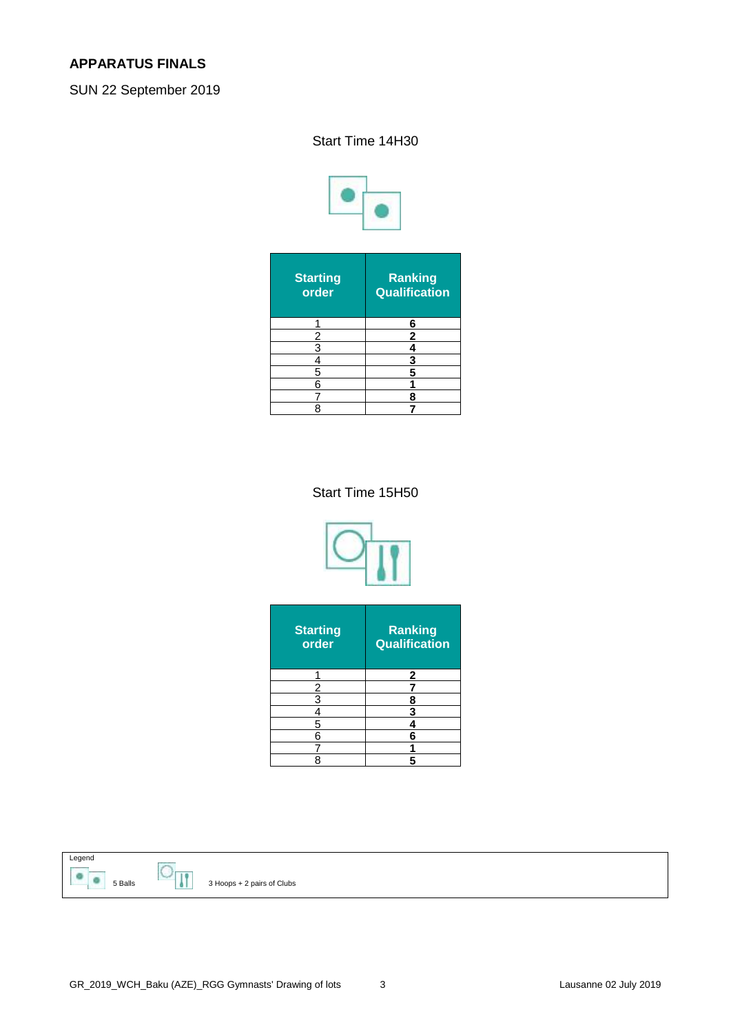**APPARATUS FINALS**

SUN 22 September 2019

Start Time 14H30

| Starting order | Ranking Qualification |
|---|---|
| 1 | **6** |
| 2 | **2** |
| 3 | **4** |
| 4 | **3** |
| 5 | **5** |
| 6 | **1** |
| 7 | **8** |
| 8 | **7** |

Start Time 15H50

| Starting order | Ranking Qualification |
|---|---|
| 1 | **2** |
| 2 | **7** |
| 3 | **8** |
| 4 | **3** |
| 5 | **4** |
| 6 | **6** |
| 7 | **1** |
| 8 | **5** |

Legend

5 Balls

3 Hoops + 2 pairs of Clubs

GR_2019_WCH_Baku (AZE)_RGG Gymnasts' Drawing of lots

Lausanne 02 July 2019